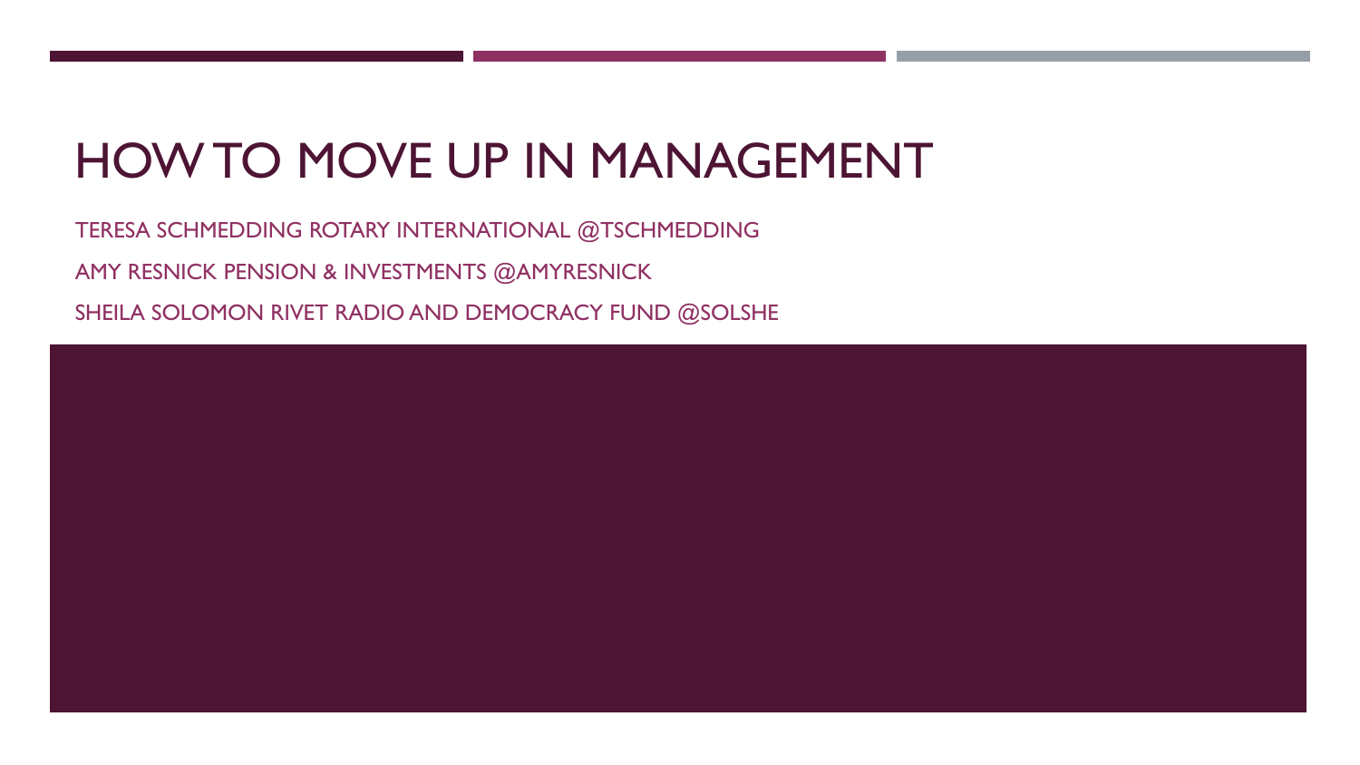# HOW TO MOVE UP IN MANAGEMENT

TERESA SCHMEDDING ROTARY INTERNATIONAL @TSCHMEDDING

AMY RESNICK PENSION & INVESTMENTS @AMYRESNICK

SHEILA SOLOMON RIVET RADIO AND DEMOCRACY FUND @SOLSHE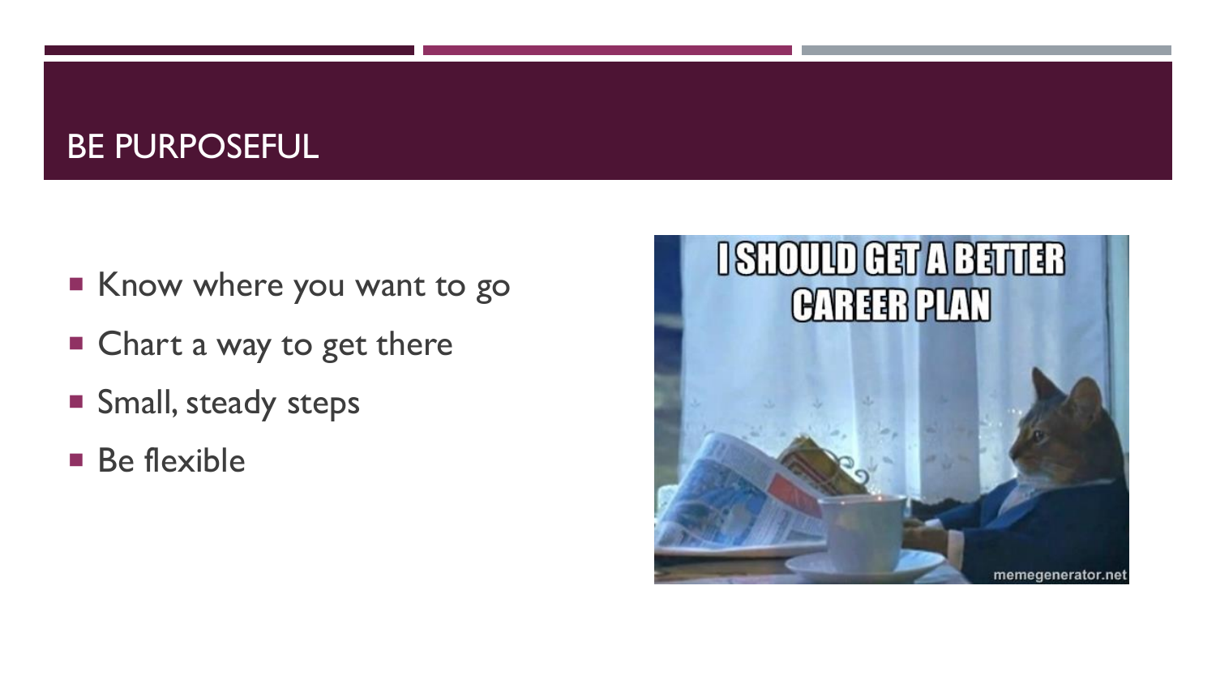# BE PURPOSEFUL

- Know where you want to go
- Chart a way to get there
- Small, steady steps
- Be flexible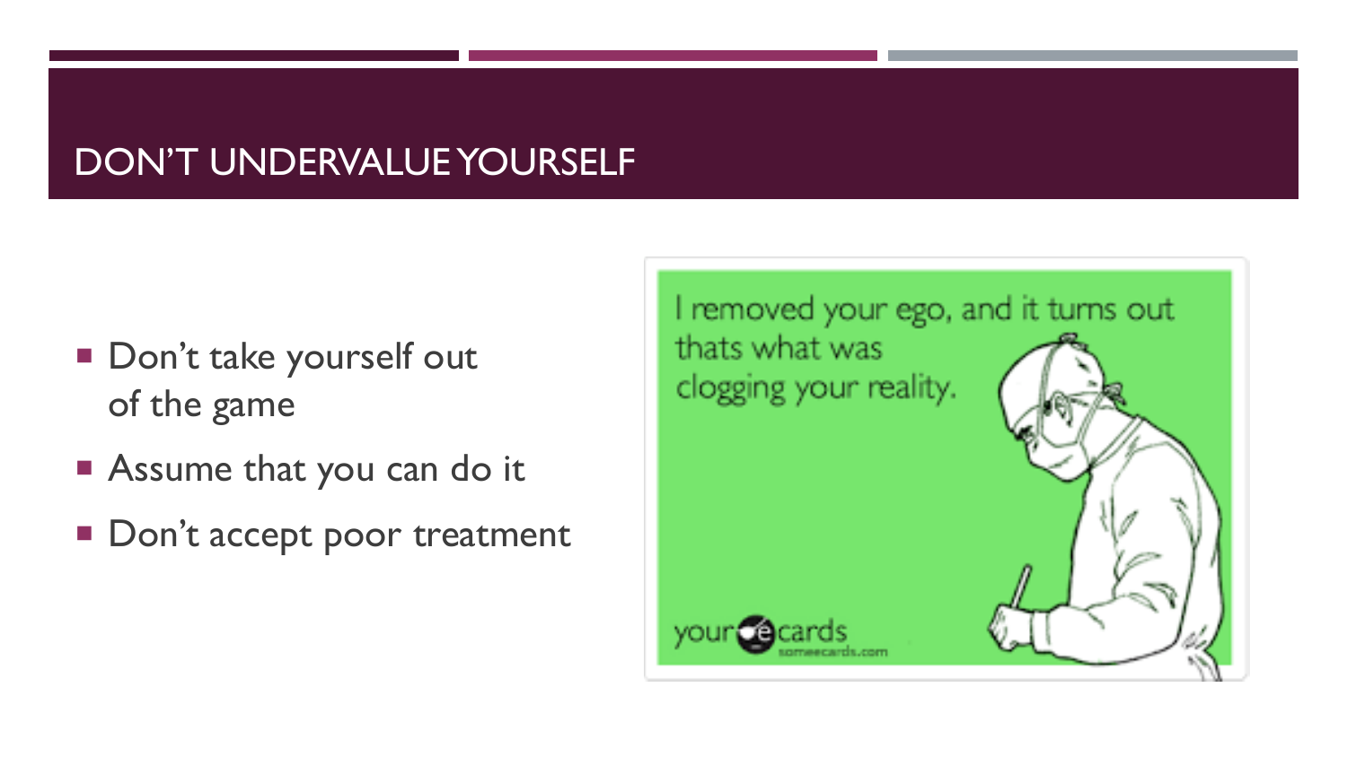# DON'T UNDERVALUE YOURSELF

- Don't take yourself out of the game
- Assume that you can do it
- Don't accept poor treatment

I removed your ego, and it turns out thats what was clogging your reality.

your ecards someecards.com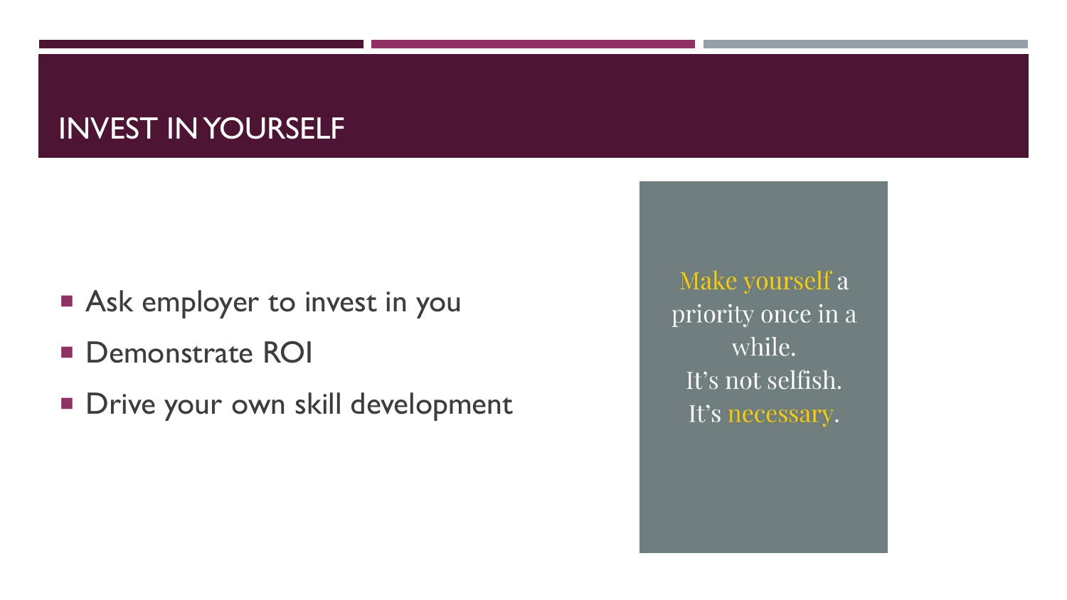# INVEST IN YOURSELF

- Ask employer to invest in you
- Demonstrate ROI
- Drive your own skill development

Make yourself a priority once in a while.
It’s not selfish.
It’s necessary.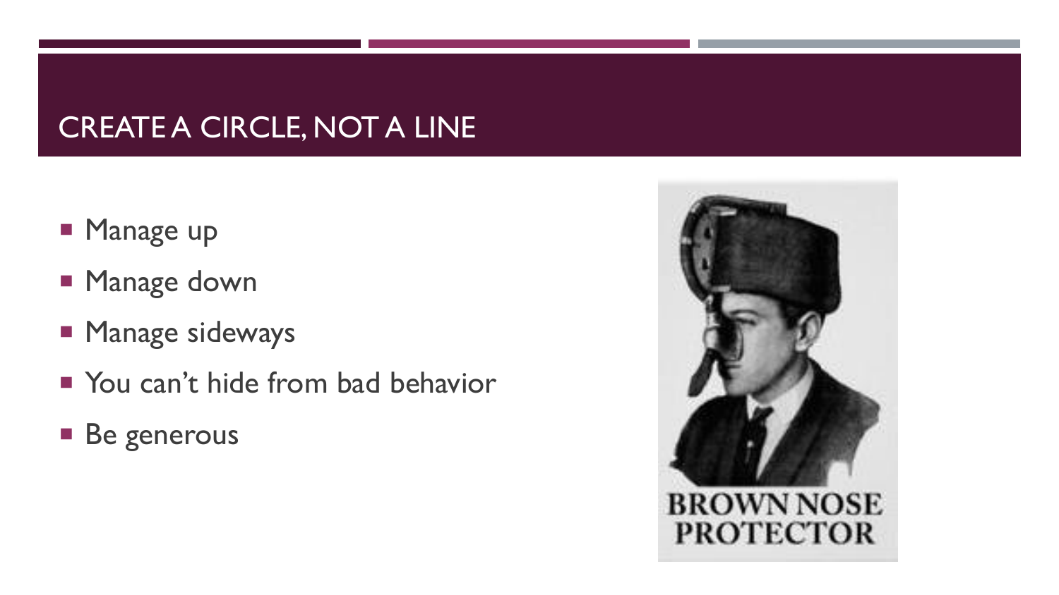## CREATE A CIRCLE, NOT A LINE

- Manage up
- Manage down
- Manage sideways
- You can't hide from bad behavior
- Be generous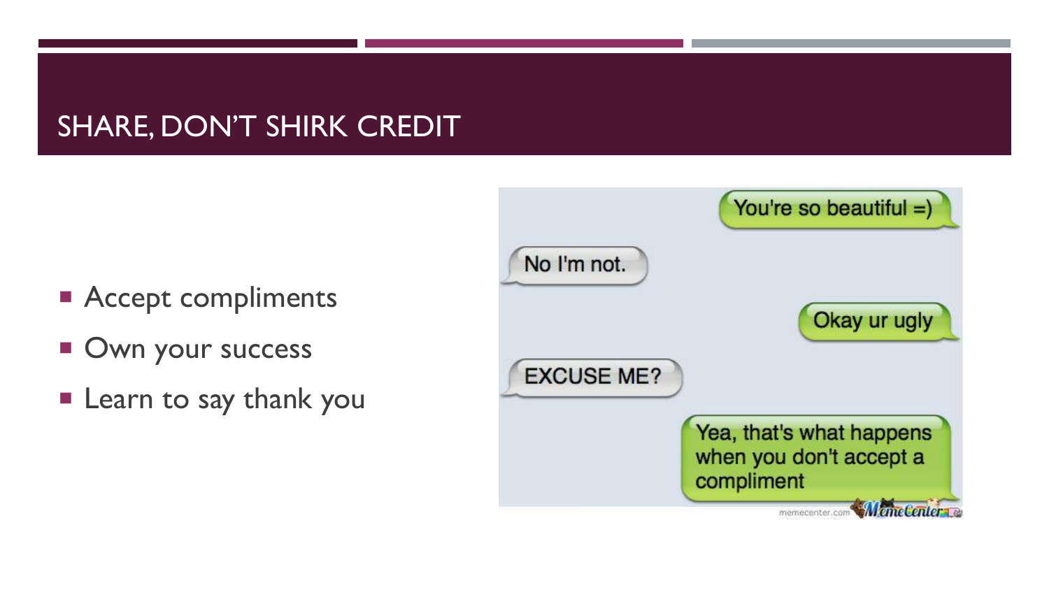# SHARE, DON'T SHIRK CREDIT

- Accept compliments
- Own your success
- Learn to say thank you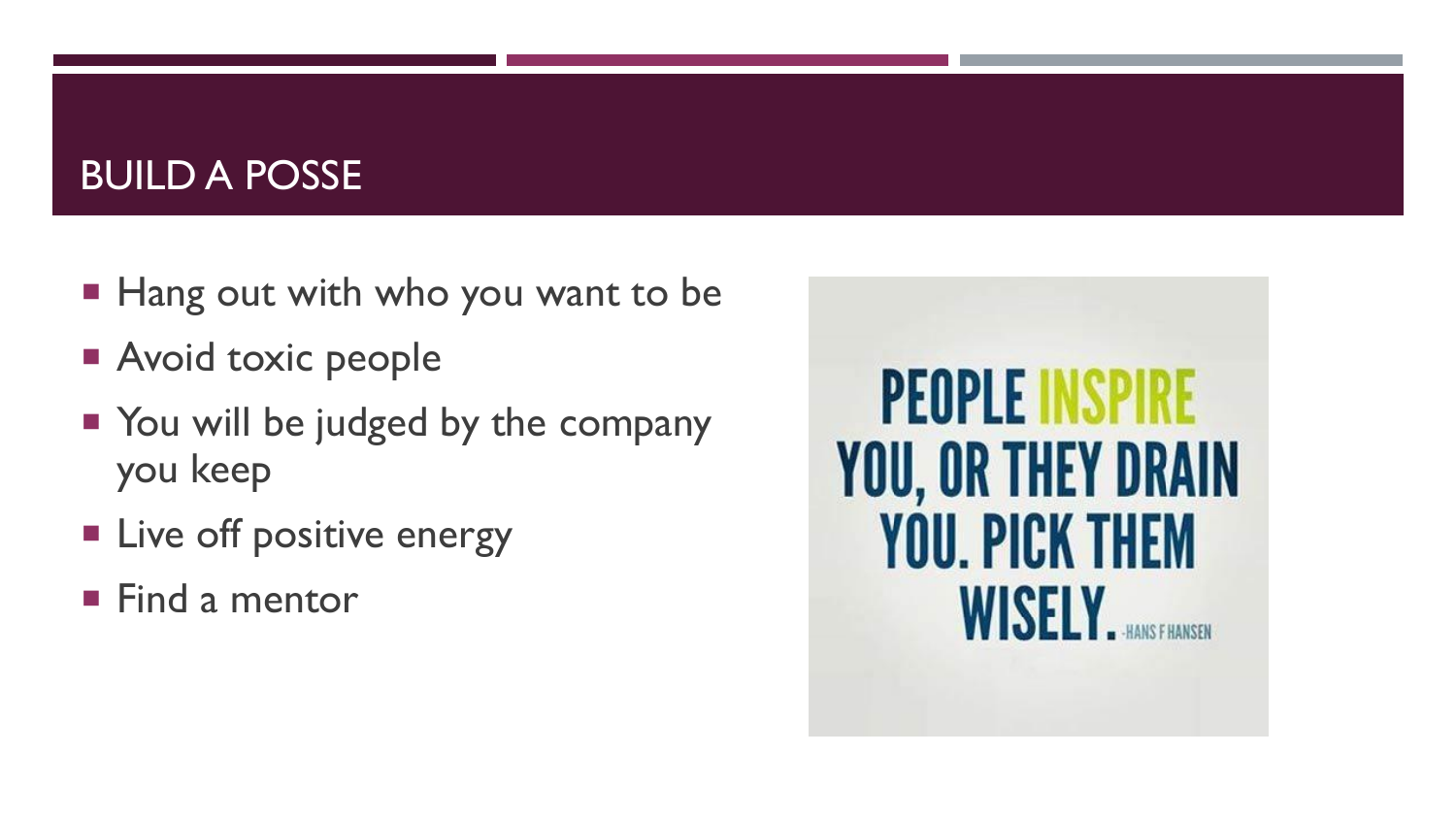# BUILD A POSSE

- Hang out with who you want to be
- Avoid toxic people
- You will be judged by the company you keep
- Live off positive energy
- Find a mentor

PEOPLE INSPIRE YOU, OR THEY DRAIN YOU. PICK THEM WISELY. -HANS F HANSEN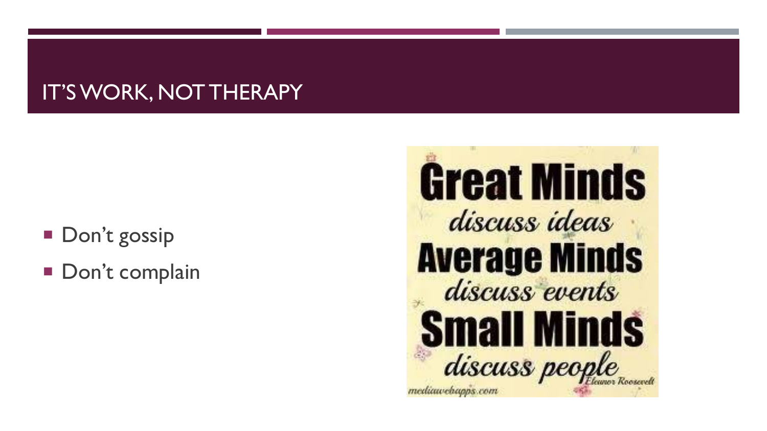# IT'S WORK, NOT THERAPY

- Don't gossip
- Don't complain

**Great Minds**
*discuss ideas*
**Average Minds**
*discuss events*
**Small Minds**
*discuss people*
*Eleanor Roosevelt*

mediawebapps.com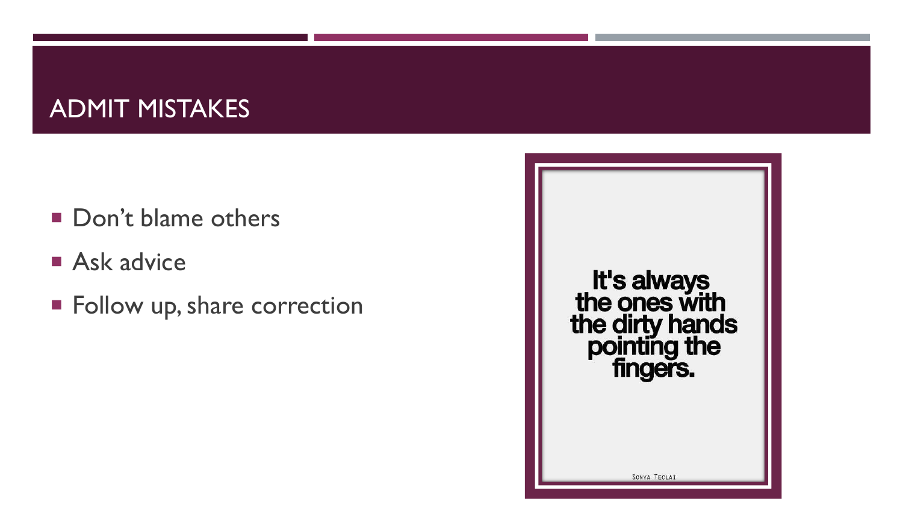# ADMIT MISTAKES

- Don't blame others
- Ask advice
- Follow up, share correction

It's always the ones with the dirty hands pointing the fingers.

SONYA TECLAI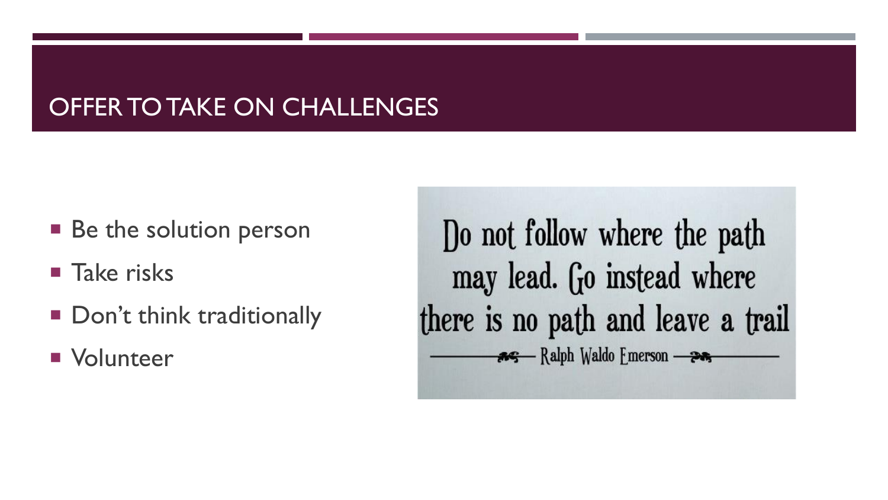# OFFER TO TAKE ON CHALLENGES

- Be the solution person
- Take risks
- Don't think traditionally
- Volunteer

Do not follow where the path may lead. Go instead where there is no path and leave a trail

— Ralph Waldo Emerson —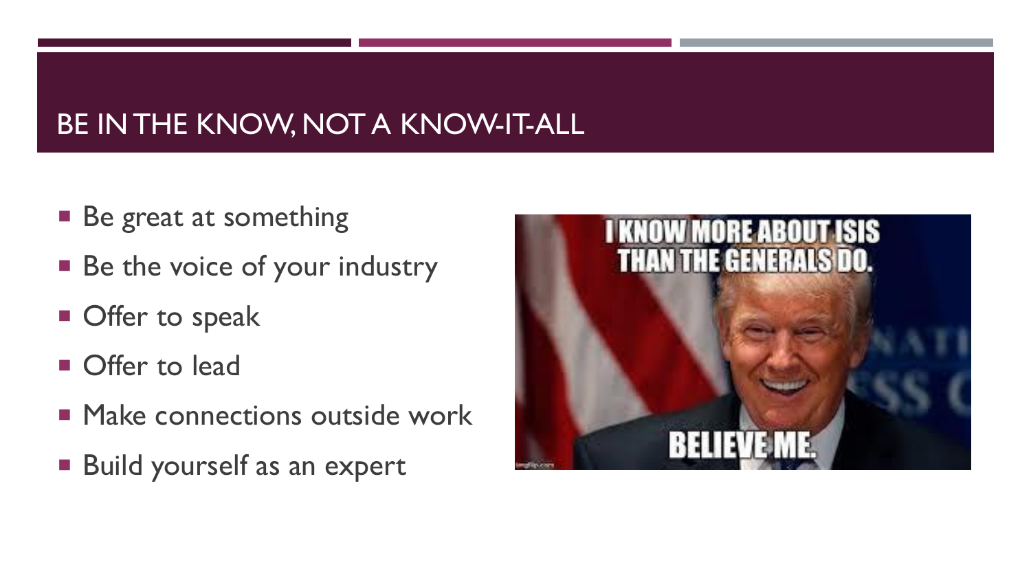# BE IN THE KNOW, NOT A KNOW-IT-ALL

- Be great at something
- Be the voice of your industry
- Offer to speak
- Offer to lead
- Make connections outside work
- Build yourself as an expert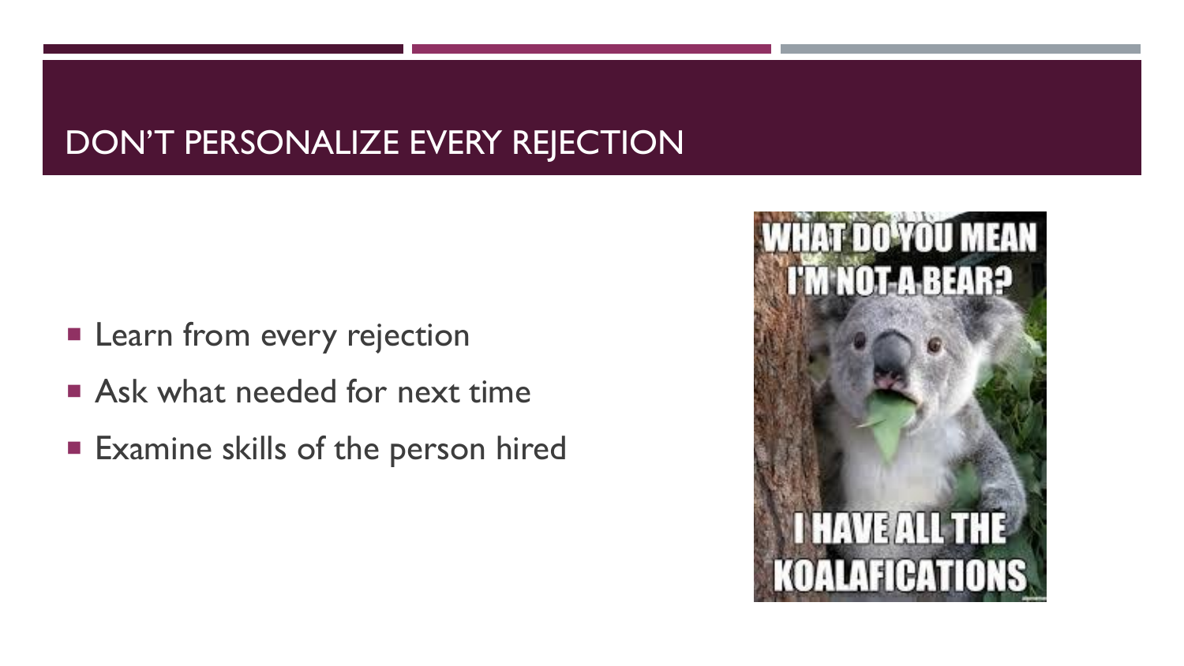# DON'T PERSONALIZE EVERY REJECTION

- Learn from every rejection
- Ask what needed for next time
- Examine skills of the person hired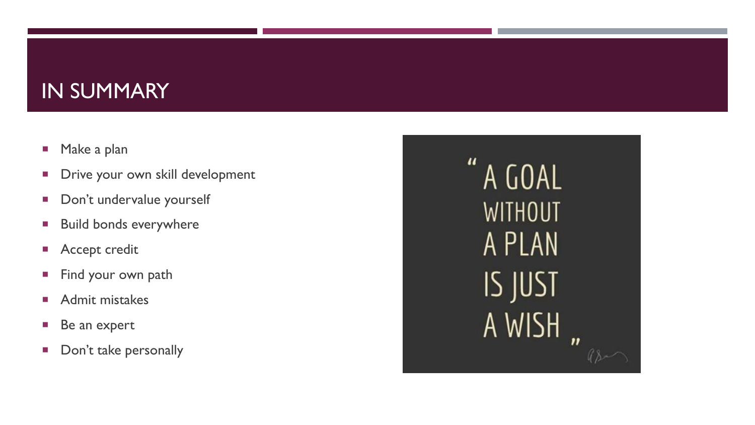# IN SUMMARY

- Make a plan
- Drive your own skill development
- Don't undervalue yourself
- Build bonds everywhere
- Accept credit
- Find your own path
- Admit mistakes
- Be an expert
- Don't take personally

"A GOAL WITHOUT A PLAN IS JUST A WISH"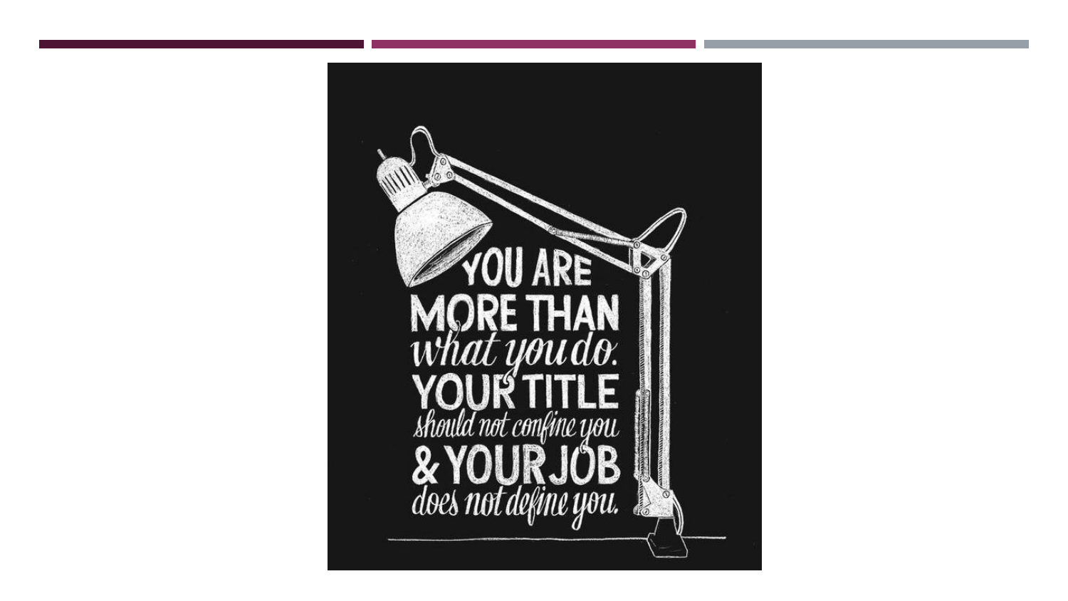YOU ARE MORE THAN *what you do.* YOUR TITLE *should not confine you* & YOUR JOB *does not define you.*